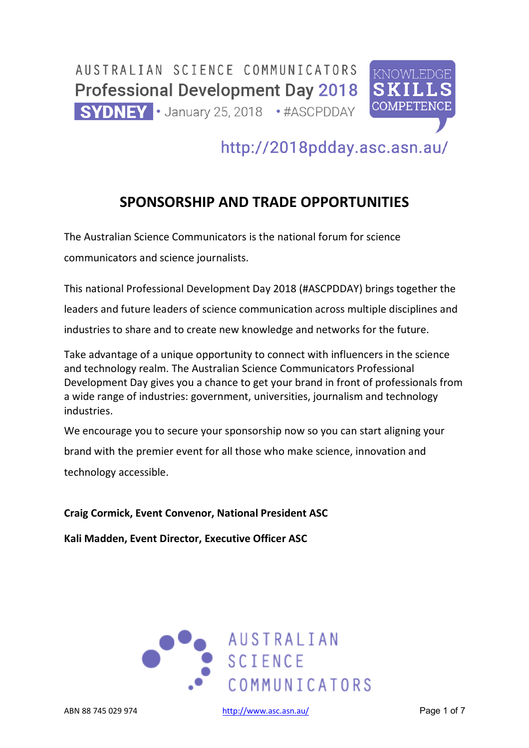AUSTRALIAN SCIENCE COMMUNICATORS

Professional Development Day 2018

SYDNEY • January 25, 2018 • #ASCPDDAY

KNOWLEDGE SKILLS COMPETENCE

http://2018pdday.asc.asn.au/

# SPONSORSHIP AND TRADE OPPORTUNITIES

The Australian Science Communicators is the national forum for science communicators and science journalists.

This national Professional Development Day 2018 (#ASCPDDAY) brings together the leaders and future leaders of science communication across multiple disciplines and industries to share and to create new knowledge and networks for the future.

Take advantage of a unique opportunity to connect with influencers in the science and technology realm. The Australian Science Communicators Professional Development Day gives you a chance to get your brand in front of professionals from a wide range of industries: government, universities, journalism and technology industries.

We encourage you to secure your sponsorship now so you can start aligning your brand with the premier event for all those who make science, innovation and technology accessible.

**Craig Cormick, Event Convenor, National President ASC**

**Kali Madden, Event Director, Executive Officer ASC**

AUSTRALIAN SCIENCE COMMUNICATORS

ABN 88 745 029 974

http://www.asc.asn.au/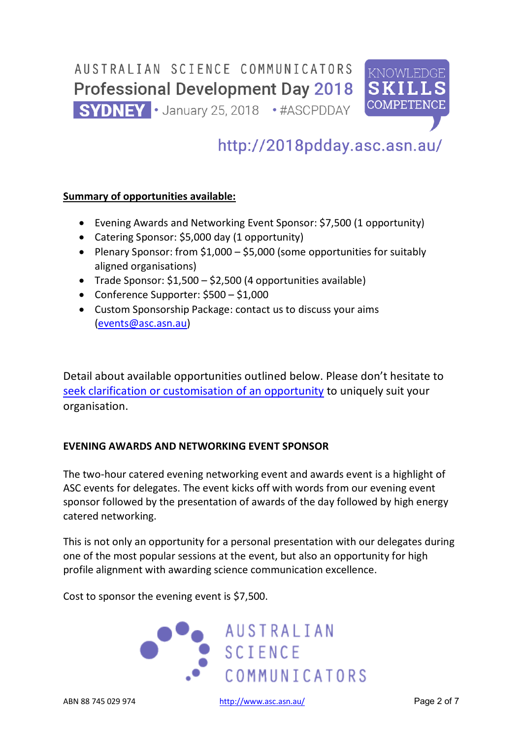**Summary of opportunities available:**

- Evening Awards and Networking Event Sponsor: $7,500 (1 opportunity)
- Catering Sponsor: $5,000 day (1 opportunity)
- Plenary Sponsor: from $1,000 – $5,000 (some opportunities for suitably aligned organisations)
- Trade Sponsor: $1,500 – $2,500 (4 opportunities available)
- Conference Supporter: $500 – $1,000
- Custom Sponsorship Package: contact us to discuss your aims (events@asc.asn.au)

Detail about available opportunities outlined below. Please don't hesitate to seek clarification or customisation of an opportunity to uniquely suit your organisation.

## EVENING AWARDS AND NETWORKING EVENT SPONSOR

The two-hour catered evening networking event and awards event is a highlight of ASC events for delegates. The event kicks off with words from our evening event sponsor followed by the presentation of awards of the day followed by high energy catered networking.

This is not only an opportunity for a personal presentation with our delegates during one of the most popular sessions at the event, but also an opportunity for high profile alignment with awarding science communication excellence.

Cost to sponsor the evening event is $7,500.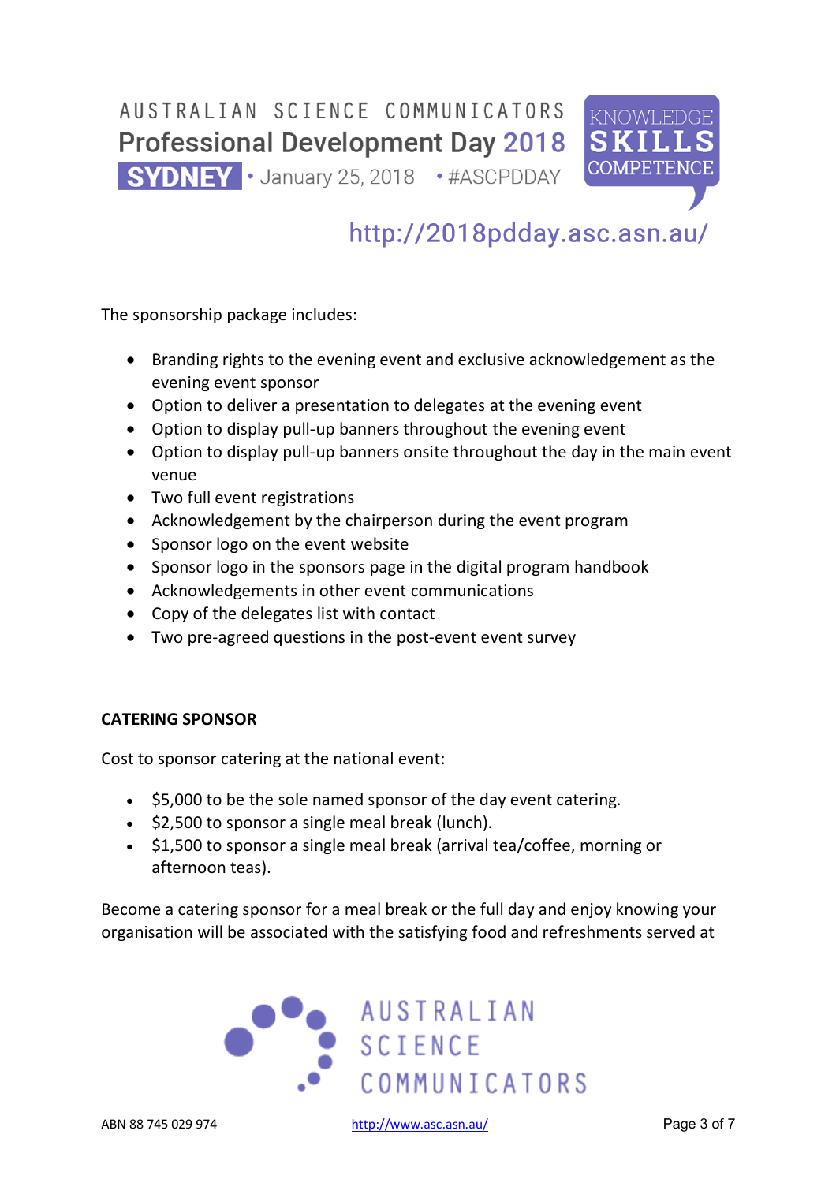The sponsorship package includes:

- Branding rights to the evening event and exclusive acknowledgement as the evening event sponsor
- Option to deliver a presentation to delegates at the evening event
- Option to display pull-up banners throughout the evening event
- Option to display pull-up banners onsite throughout the day in the main event venue
- Two full event registrations
- Acknowledgement by the chairperson during the event program
- Sponsor logo on the event website
- Sponsor logo in the sponsors page in the digital program handbook
- Acknowledgements in other event communications
- Copy of the delegates list with contact
- Two pre-agreed questions in the post-event event survey

**CATERING SPONSOR**

Cost to sponsor catering at the national event:

- $5,000 to be the sole named sponsor of the day event catering.
- $2,500 to sponsor a single meal break (lunch).
- $1,500 to sponsor a single meal break (arrival tea/coffee, morning or afternoon teas).

Become a catering sponsor for a meal break or the full day and enjoy knowing your organisation will be associated with the satisfying food and refreshments served at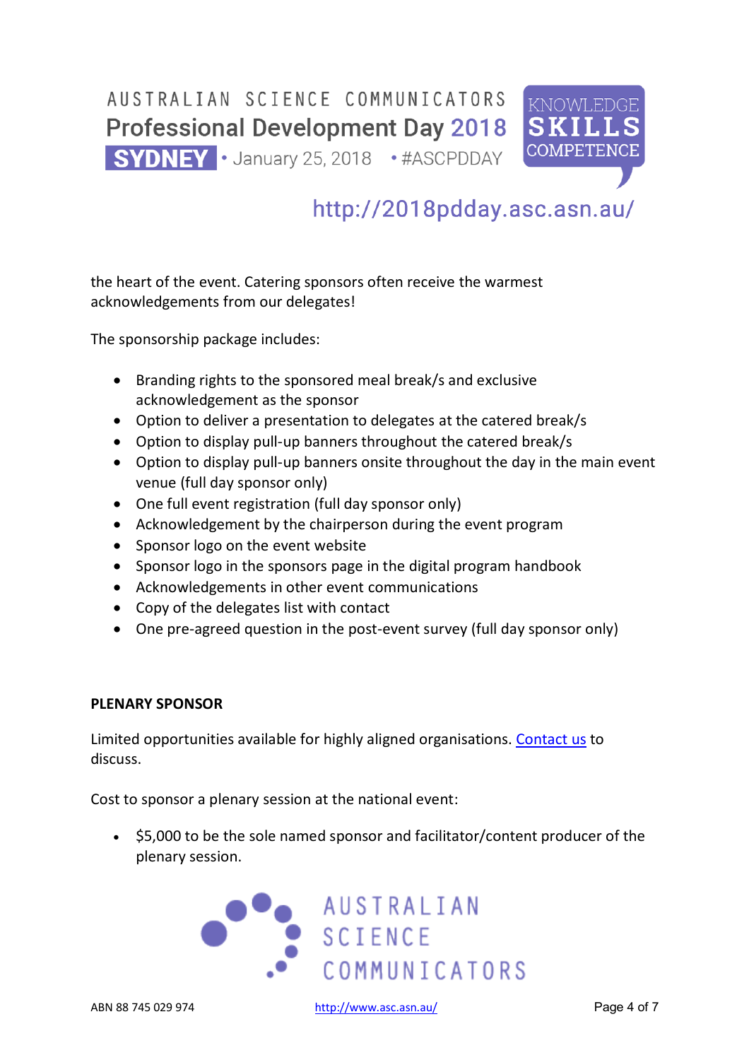the heart of the event. Catering sponsors often receive the warmest acknowledgements from our delegates!

The sponsorship package includes:

- Branding rights to the sponsored meal break/s and exclusive acknowledgement as the sponsor
- Option to deliver a presentation to delegates at the catered break/s
- Option to display pull-up banners throughout the catered break/s
- Option to display pull-up banners onsite throughout the day in the main event venue (full day sponsor only)
- One full event registration (full day sponsor only)
- Acknowledgement by the chairperson during the event program
- Sponsor logo on the event website
- Sponsor logo in the sponsors page in the digital program handbook
- Acknowledgements in other event communications
- Copy of the delegates list with contact
- One pre-agreed question in the post-event survey (full day sponsor only)

**PLENARY SPONSOR**

Limited opportunities available for highly aligned organisations. Contact us to discuss.

Cost to sponsor a plenary session at the national event:

- $5,000 to be the sole named sponsor and facilitator/content producer of the plenary session.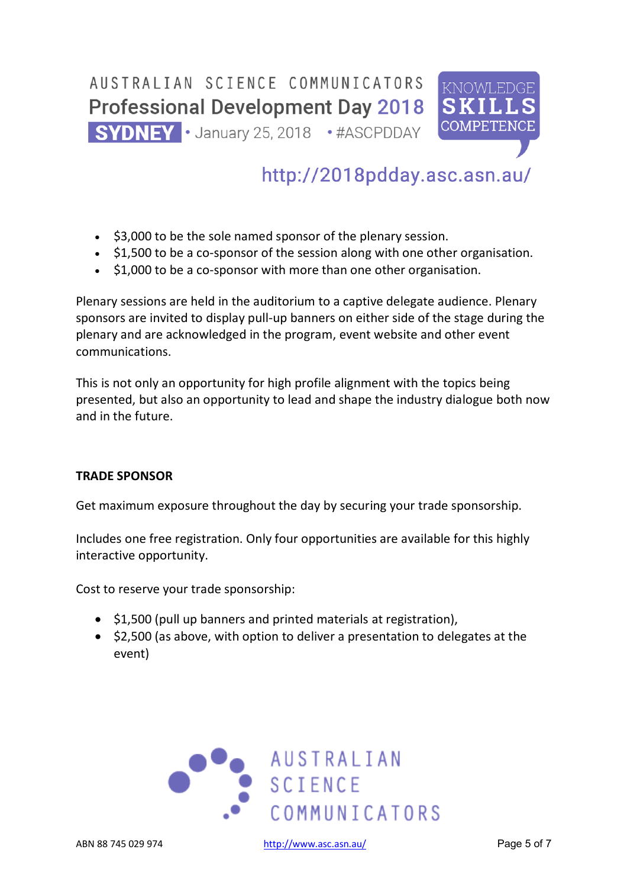- $3,000 to be the sole named sponsor of the plenary session.
- $1,500 to be a co-sponsor of the session along with one other organisation.
- $1,000 to be a co-sponsor with more than one other organisation.

Plenary sessions are held in the auditorium to a captive delegate audience. Plenary sponsors are invited to display pull-up banners on either side of the stage during the plenary and are acknowledged in the program, event website and other event communications.

This is not only an opportunity for high profile alignment with the topics being presented, but also an opportunity to lead and shape the industry dialogue both now and in the future.

**TRADE SPONSOR**

Get maximum exposure throughout the day by securing your trade sponsorship.

Includes one free registration. Only four opportunities are available for this highly interactive opportunity.

Cost to reserve your trade sponsorship:

- $1,500 (pull up banners and printed materials at registration),
- $2,500 (as above, with option to deliver a presentation to delegates at the event)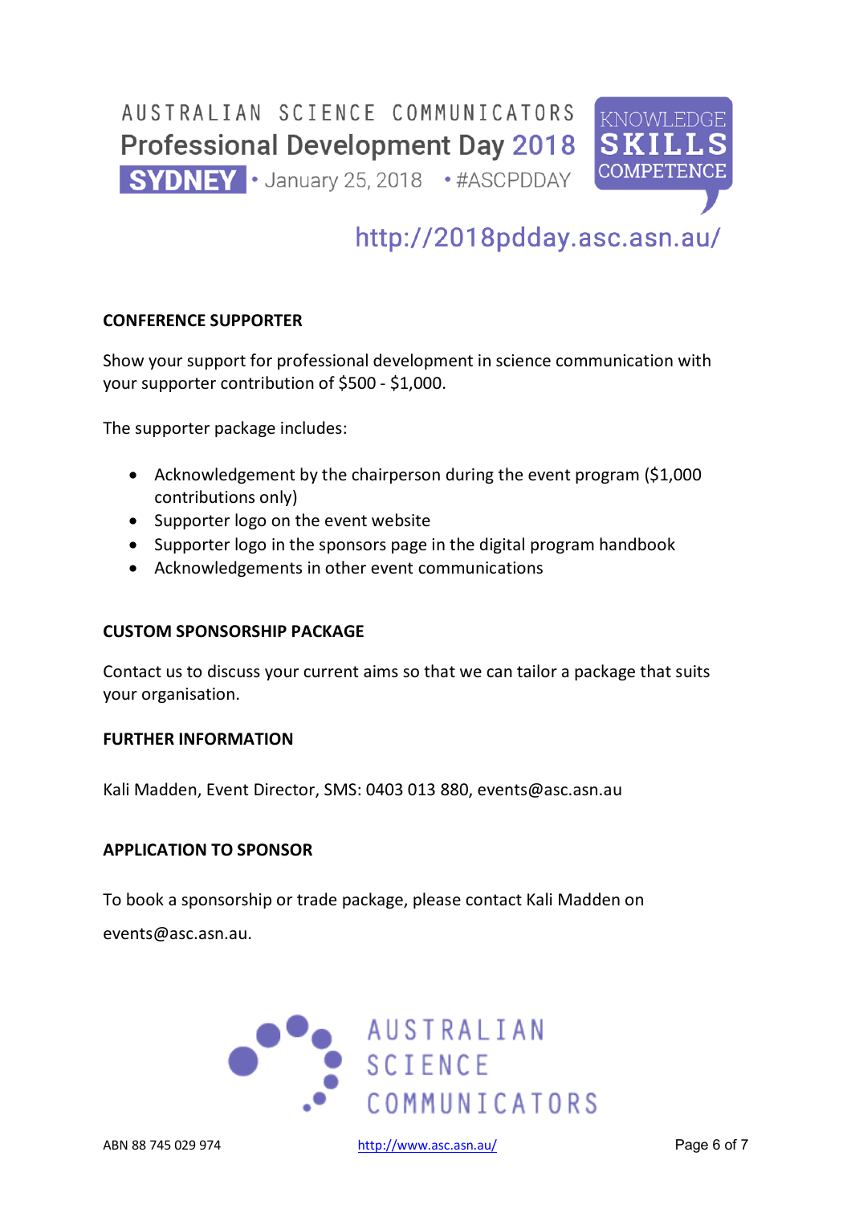## CONFERENCE SUPPORTER

Show your support for professional development in science communication with your supporter contribution of $500 - $1,000.

The supporter package includes:

- Acknowledgement by the chairperson during the event program ($1,000 contributions only)
- Supporter logo on the event website
- Supporter logo in the sponsors page in the digital program handbook
- Acknowledgements in other event communications

## CUSTOM SPONSORSHIP PACKAGE

Contact us to discuss your current aims so that we can tailor a package that suits your organisation.

## FURTHER INFORMATION

Kali Madden, Event Director, SMS: 0403 013 880, events@asc.asn.au

## APPLICATION TO SPONSOR

To book a sponsorship or trade package, please contact Kali Madden on events@asc.asn.au.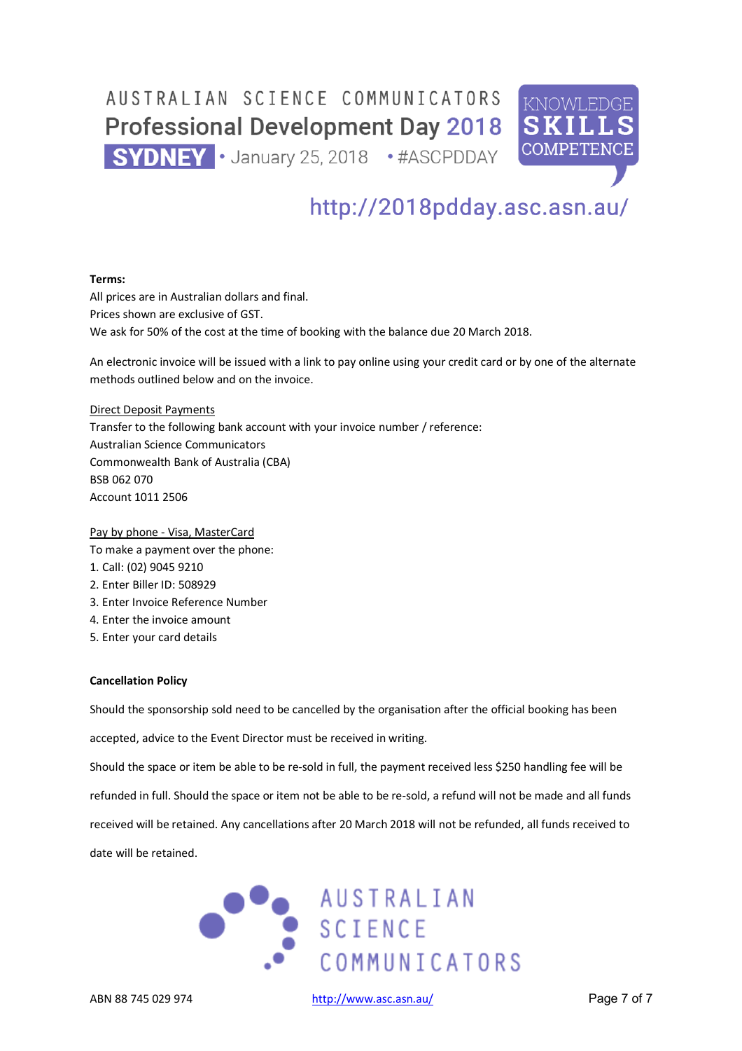AUSTRALIAN SCIENCE COMMUNICATORS

Professional Development Day 2018

SYDNEY • January 25, 2018 • #ASCPDDAY

KNOWLEDGE SKILLS COMPETENCE

http://2018pdday.asc.asn.au/

**Terms:**

All prices are in Australian dollars and final.
Prices shown are exclusive of GST.
We ask for 50% of the cost at the time of booking with the balance due 20 March 2018.

An electronic invoice will be issued with a link to pay online using your credit card or by one of the alternate methods outlined below and on the invoice.

Direct Deposit Payments

Transfer to the following bank account with your invoice number / reference:
Australian Science Communicators
Commonwealth Bank of Australia (CBA)
BSB 062 070
Account 1011 2506

Pay by phone - Visa, MasterCard

To make a payment over the phone:

1. Call: (02) 9045 9210
2. Enter Biller ID: 508929
3. Enter Invoice Reference Number
4. Enter the invoice amount
5. Enter your card details

**Cancellation Policy**

Should the sponsorship sold need to be cancelled by the organisation after the official booking has been accepted, advice to the Event Director must be received in writing.

Should the space or item be able to be re-sold in full, the payment received less $250 handling fee will be refunded in full. Should the space or item not be able to be re-sold, a refund will not be made and all funds received will be retained. Any cancellations after 20 March 2018 will not be refunded, all funds received to date will be retained.

AUSTRALIAN SCIENCE COMMUNICATORS

ABN 88 745 029 974 http://www.asc.asn.au/